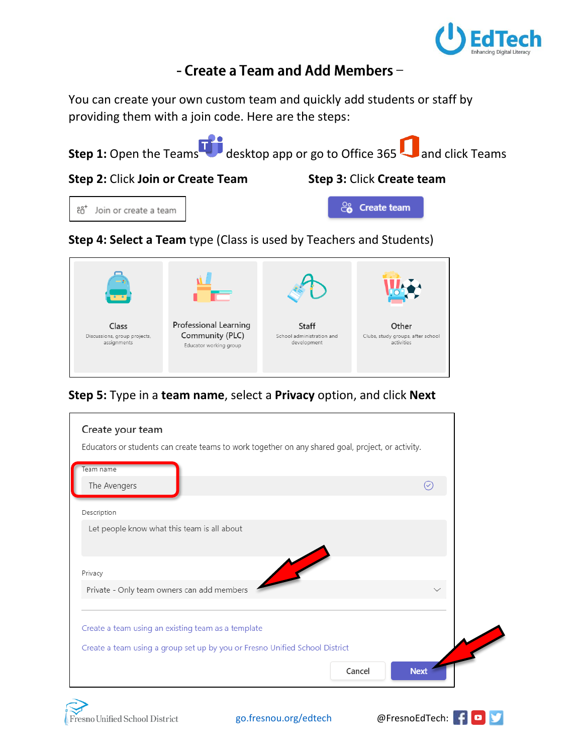# - Create a Team and Add Members –

You can create your own custom team and quickly add students or staff by providing them with a join code. Here are the steps:

**Step 1:** Open the Teams desktop app or go to Office 365 and click Teams

**Step 2:** Click **Join or Create Team**

Join or create a team

**Step 3:** Click **Create team**

Create team

**Step 4: Select a Team** type (Class is used by Teachers and Students)

| Class | Professional Learning Community (PLC) | Staff | Other |
|---|---|---|---|
| Discussions, group projects, assignments | Educator working group | School administration and development | Clubs, study groups, after school activities |

**Step 5:** Type in a **team name**, select a **Privacy** option, and click **Next**

Create your team

Educators or students can create teams to work together on any shared goal, project, or activity.

Team name

The Avengers

Description

Let people know what this team is all about

Privacy

Private - Only team owners can add members

Create a team using an existing team as a template

Create a team using a group set up by you or Fresno Unified School District

Cancel | Next

Fresno Unified School District | go.fresnou.org/edtech | @FresnoEdTech: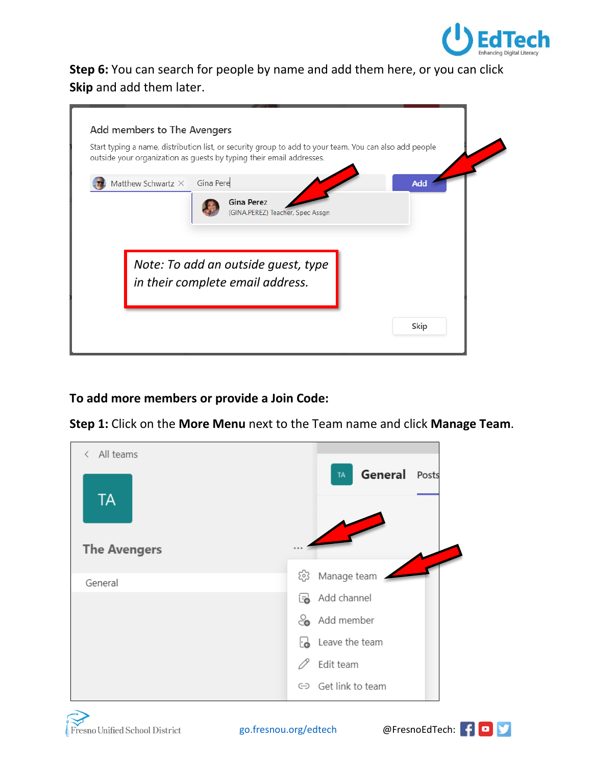**Step 6:** You can search for people by name and add them here, or you can click **Skip** and add them later.

**To add more members or provide a Join Code:**

**Step 1:** Click on the **More Menu** next to the Team name and click **Manage Team**.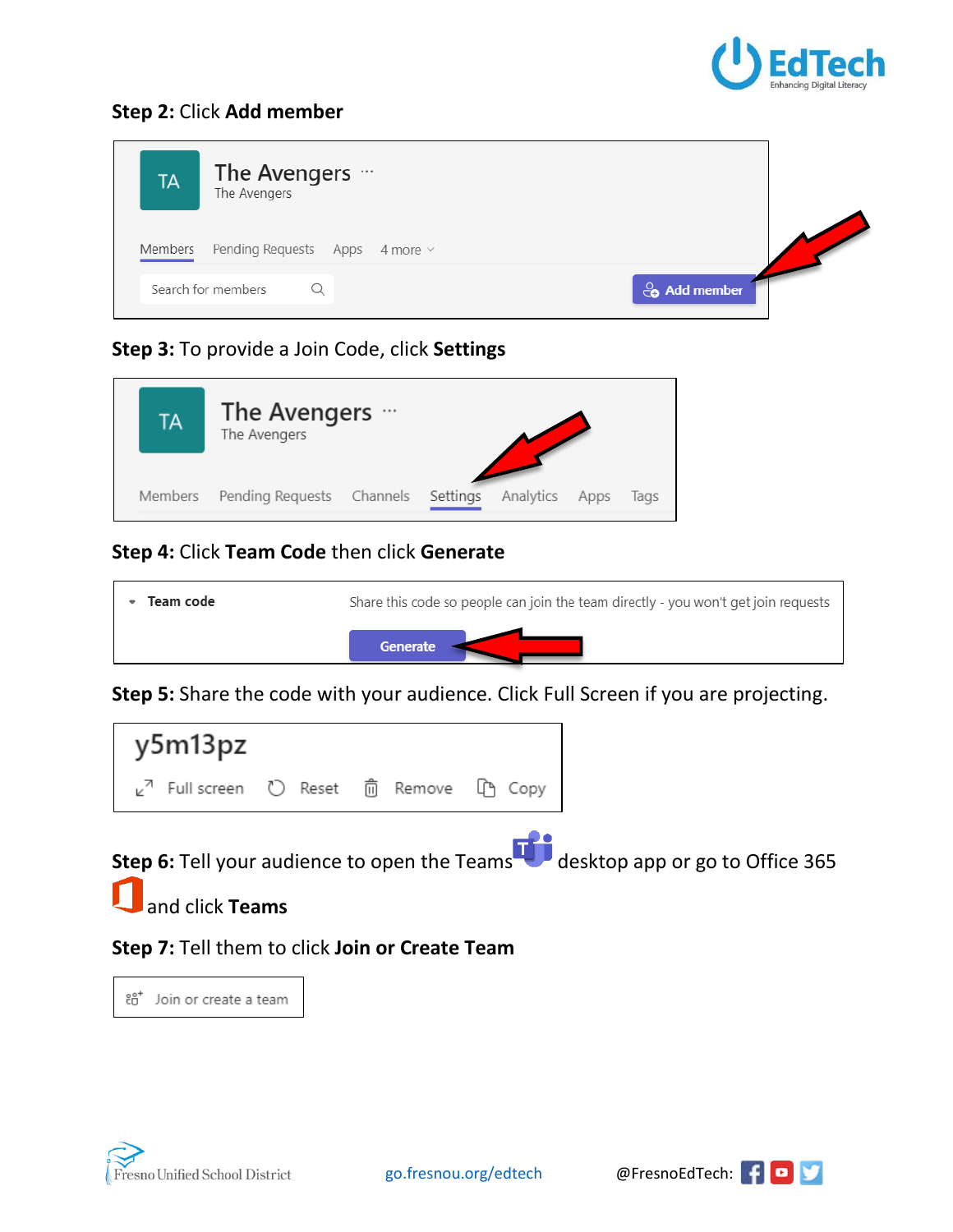**Step 2:** Click **Add member**

**Step 3:** To provide a Join Code, click **Settings**

**Step 4:** Click **Team Code** then click **Generate**

**Step 5:** Share the code with your audience. Click Full Screen if you are projecting.

**Step 6:** Tell your audience to open the Teams desktop app or go to Office 365 and click **Teams**

**Step 7:** Tell them to click **Join or Create Team**

Fresno Unified School District go.fresnou.org/edtech @FresnoEdTech: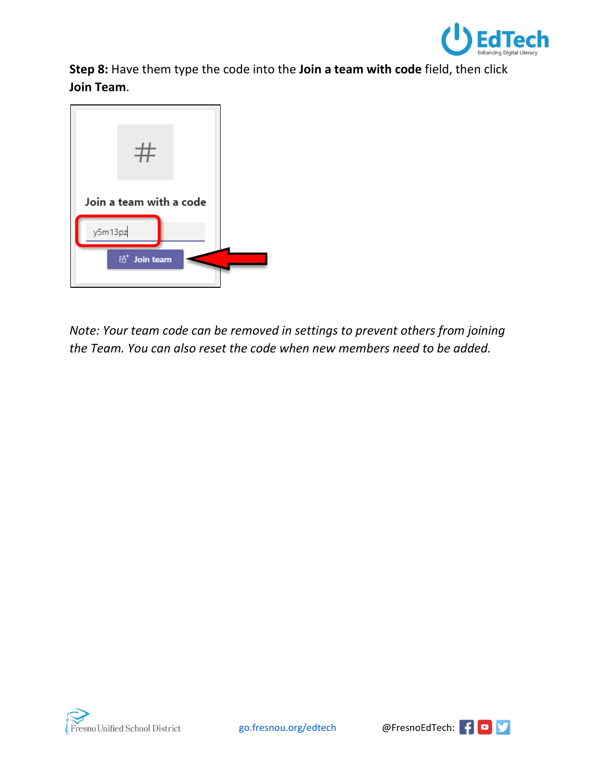**Step 8:** Have them type the code into the **Join a team with code** field, then click **Join Team**.

*Note: Your team code can be removed in settings to prevent others from joining the Team. You can also reset the code when new members need to be added.*